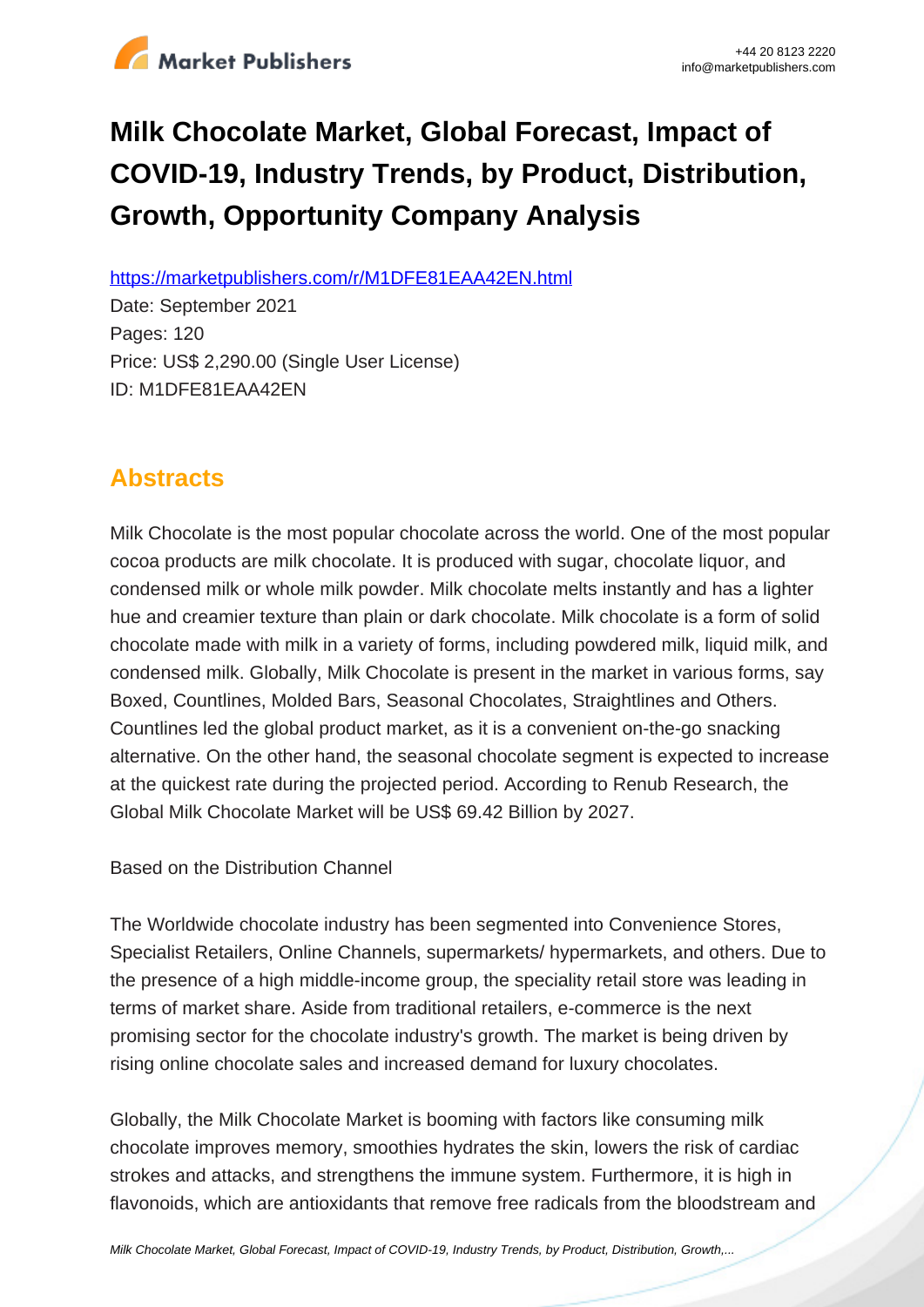# Milk Chocolate Market, Global Forecast, Impact of COVID-19, Industry Trends, by Product, Distribution, Growth, Opportunity Company Analysis

https://marketpublishers.com/r/M1DFE81EAA42EN.html

Date: September 2021

Pages: 120

Price: US$ 2,290.00 (Single User License)

ID: M1DFE81EAA42EN

## Abstracts

Milk Chocolate is the most popular chocolate across the world. One of the most popular cocoa products are milk chocolate. It is produced with sugar, chocolate liquor, and condensed milk or whole milk powder. Milk chocolate melts instantly and has a lighter hue and creamier texture than plain or dark chocolate. Milk chocolate is a form of solid chocolate made with milk in a variety of forms, including powdered milk, liquid milk, and condensed milk. Globally, Milk Chocolate is present in the market in various forms, say Boxed, Countlines, Molded Bars, Seasonal Chocolates, Straightlines and Others. Countlines led the global product market, as it is a convenient on-the-go snacking alternative. On the other hand, the seasonal chocolate segment is expected to increase at the quickest rate during the projected period. According to Renub Research, the Global Milk Chocolate Market will be US$ 69.42 Billion by 2027.

Based on the Distribution Channel

The Worldwide chocolate industry has been segmented into Convenience Stores, Specialist Retailers, Online Channels, supermarkets/ hypermarkets, and others. Due to the presence of a high middle-income group, the speciality retail store was leading in terms of market share. Aside from traditional retailers, e-commerce is the next promising sector for the chocolate industry's growth. The market is being driven by rising online chocolate sales and increased demand for luxury chocolates.

Globally, the Milk Chocolate Market is booming with factors like consuming milk chocolate improves memory, smoothies hydrates the skin, lowers the risk of cardiac strokes and attacks, and strengthens the immune system. Furthermore, it is high in flavonoids, which are antioxidants that remove free radicals from the bloodstream and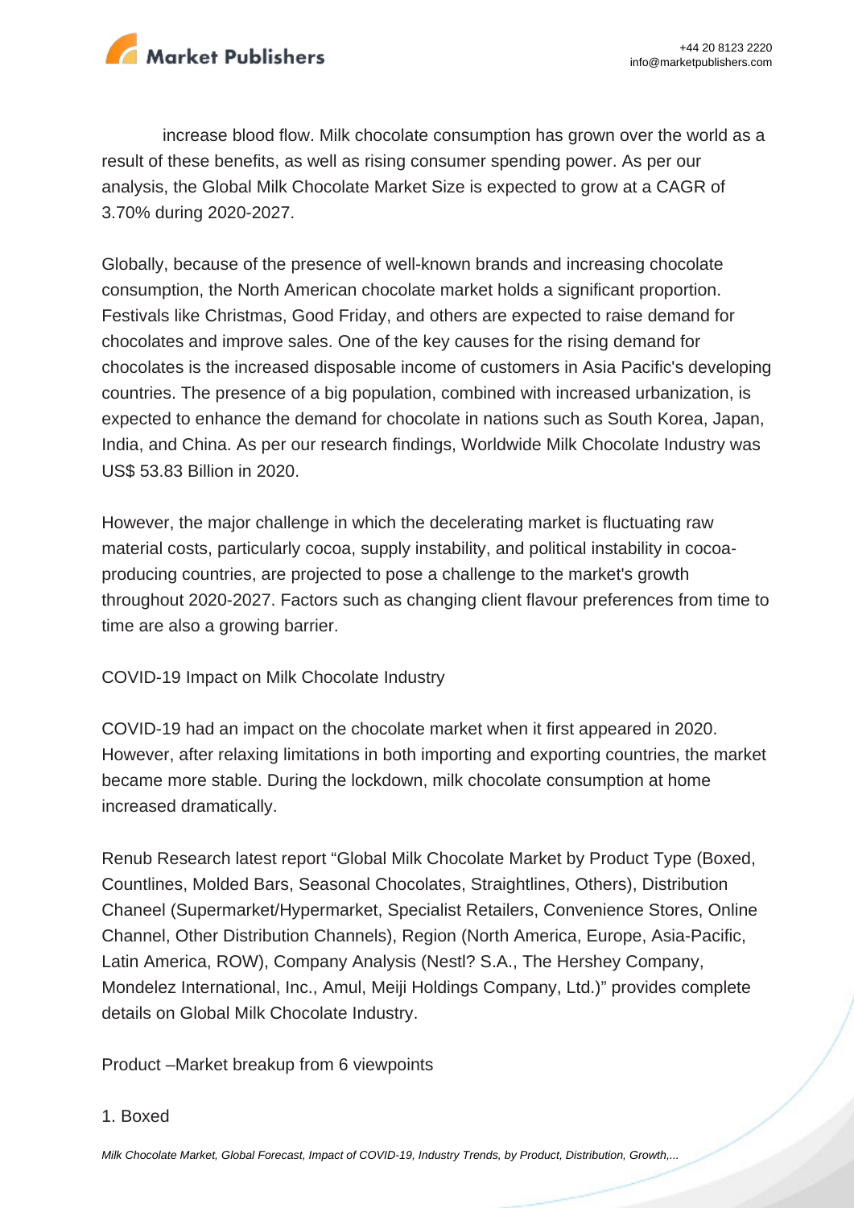increase blood flow. Milk chocolate consumption has grown over the world as a result of these benefits, as well as rising consumer spending power. As per our analysis, the Global Milk Chocolate Market Size is expected to grow at a CAGR of 3.70% during 2020-2027.

Globally, because of the presence of well-known brands and increasing chocolate consumption, the North American chocolate market holds a significant proportion. Festivals like Christmas, Good Friday, and others are expected to raise demand for chocolates and improve sales. One of the key causes for the rising demand for chocolates is the increased disposable income of customers in Asia Pacific's developing countries. The presence of a big population, combined with increased urbanization, is expected to enhance the demand for chocolate in nations such as South Korea, Japan, India, and China. As per our research findings, Worldwide Milk Chocolate Industry was US$ 53.83 Billion in 2020.

However, the major challenge in which the decelerating market is fluctuating raw material costs, particularly cocoa, supply instability, and political instability in cocoa-producing countries, are projected to pose a challenge to the market's growth throughout 2020-2027. Factors such as changing client flavour preferences from time to time are also a growing barrier.

COVID-19 Impact on Milk Chocolate Industry

COVID-19 had an impact on the chocolate market when it first appeared in 2020. However, after relaxing limitations in both importing and exporting countries, the market became more stable. During the lockdown, milk chocolate consumption at home increased dramatically.

Renub Research latest report "Global Milk Chocolate Market by Product Type (Boxed, Countlines, Molded Bars, Seasonal Chocolates, Straightlines, Others), Distribution Chaneel (Supermarket/Hypermarket, Specialist Retailers, Convenience Stores, Online Channel, Other Distribution Channels), Region (North America, Europe, Asia-Pacific, Latin America, ROW), Company Analysis (Nestl? S.A., The Hershey Company, Mondelez International, Inc., Amul, Meiji Holdings Company, Ltd.)" provides complete details on Global Milk Chocolate Industry.

Product –Market breakup from 6 viewpoints

1. Boxed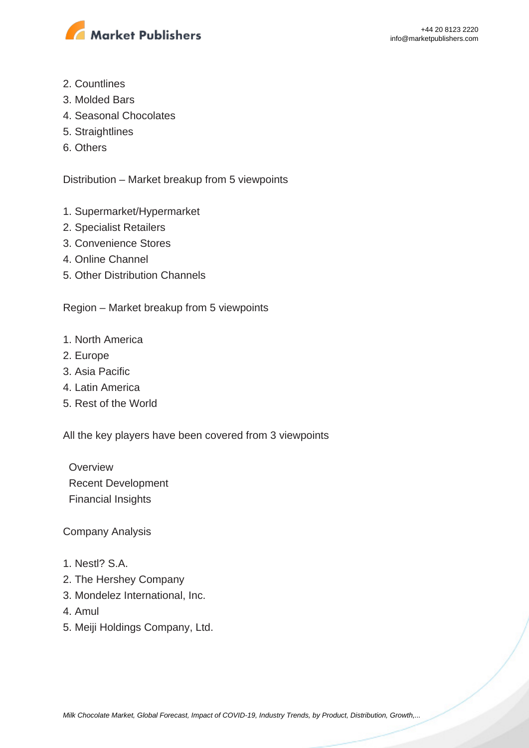2. Countlines
3. Molded Bars
4. Seasonal Chocolates
5. Straightlines
6. Others

Distribution – Market breakup from 5 viewpoints

1. Supermarket/Hypermarket
2. Specialist Retailers
3. Convenience Stores
4. Online Channel
5. Other Distribution Channels

Region – Market breakup from 5 viewpoints

1. North America
2. Europe
3. Asia Pacific
4. Latin America
5. Rest of the World

All the key players have been covered from 3 viewpoints

- Overview
- Recent Development
- Financial Insights

Company Analysis

1. Nestl? S.A.
2. The Hershey Company
3. Mondelez International, Inc.
4. Amul
5. Meiji Holdings Company, Ltd.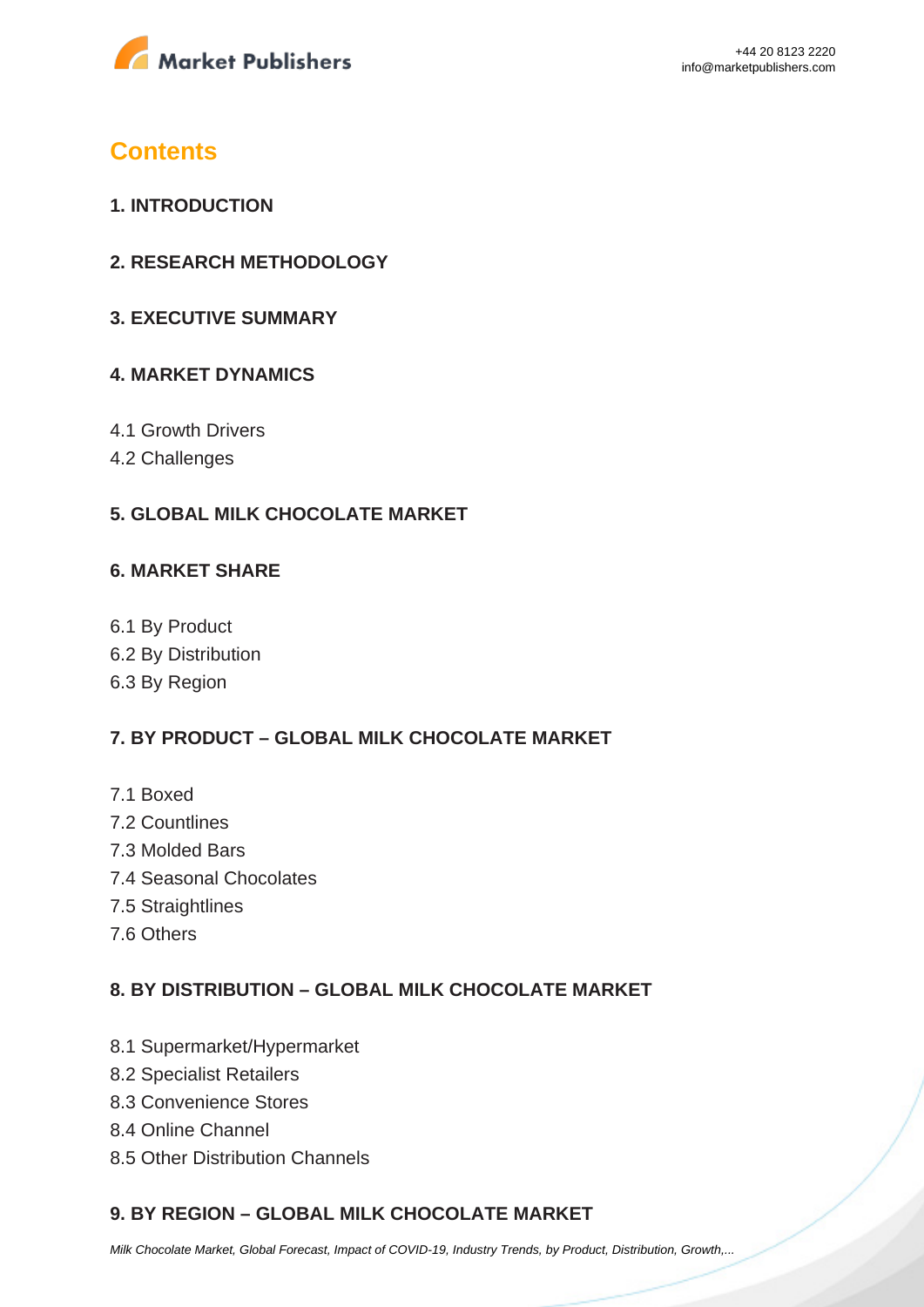## Contents

### 1. INTRODUCTION

### 2. RESEARCH METHODOLOGY

### 3. EXECUTIVE SUMMARY

### 4. MARKET DYNAMICS

4.1 Growth Drivers
4.2 Challenges

### 5. GLOBAL MILK CHOCOLATE MARKET

### 6. MARKET SHARE

6.1 By Product
6.2 By Distribution
6.3 By Region

### 7. BY PRODUCT – GLOBAL MILK CHOCOLATE MARKET

7.1 Boxed
7.2 Countlines
7.3 Molded Bars
7.4 Seasonal Chocolates
7.5 Straightlines
7.6 Others

### 8. BY DISTRIBUTION – GLOBAL MILK CHOCOLATE MARKET

8.1 Supermarket/Hypermarket
8.2 Specialist Retailers
8.3 Convenience Stores
8.4 Online Channel
8.5 Other Distribution Channels

### 9. BY REGION – GLOBAL MILK CHOCOLATE MARKET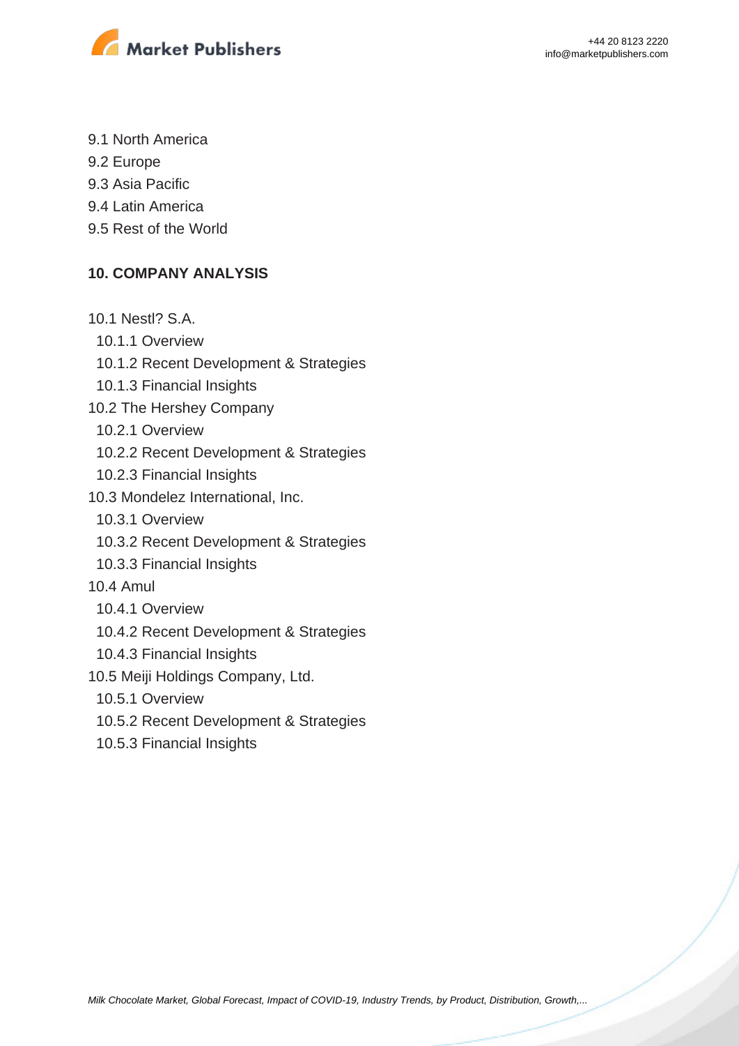9.1 North America
9.2 Europe
9.3 Asia Pacific
9.4 Latin America
9.5 Rest of the World

## 10. COMPANY ANALYSIS

10.1 Nestl? S.A.
  10.1.1 Overview
  10.1.2 Recent Development & Strategies
  10.1.3 Financial Insights
10.2 The Hershey Company
  10.2.1 Overview
  10.2.2 Recent Development & Strategies
  10.2.3 Financial Insights
10.3 Mondelez International, Inc.
  10.3.1 Overview
  10.3.2 Recent Development & Strategies
  10.3.3 Financial Insights
10.4 Amul
  10.4.1 Overview
  10.4.2 Recent Development & Strategies
  10.4.3 Financial Insights
10.5 Meiji Holdings Company, Ltd.
  10.5.1 Overview
  10.5.2 Recent Development & Strategies
  10.5.3 Financial Insights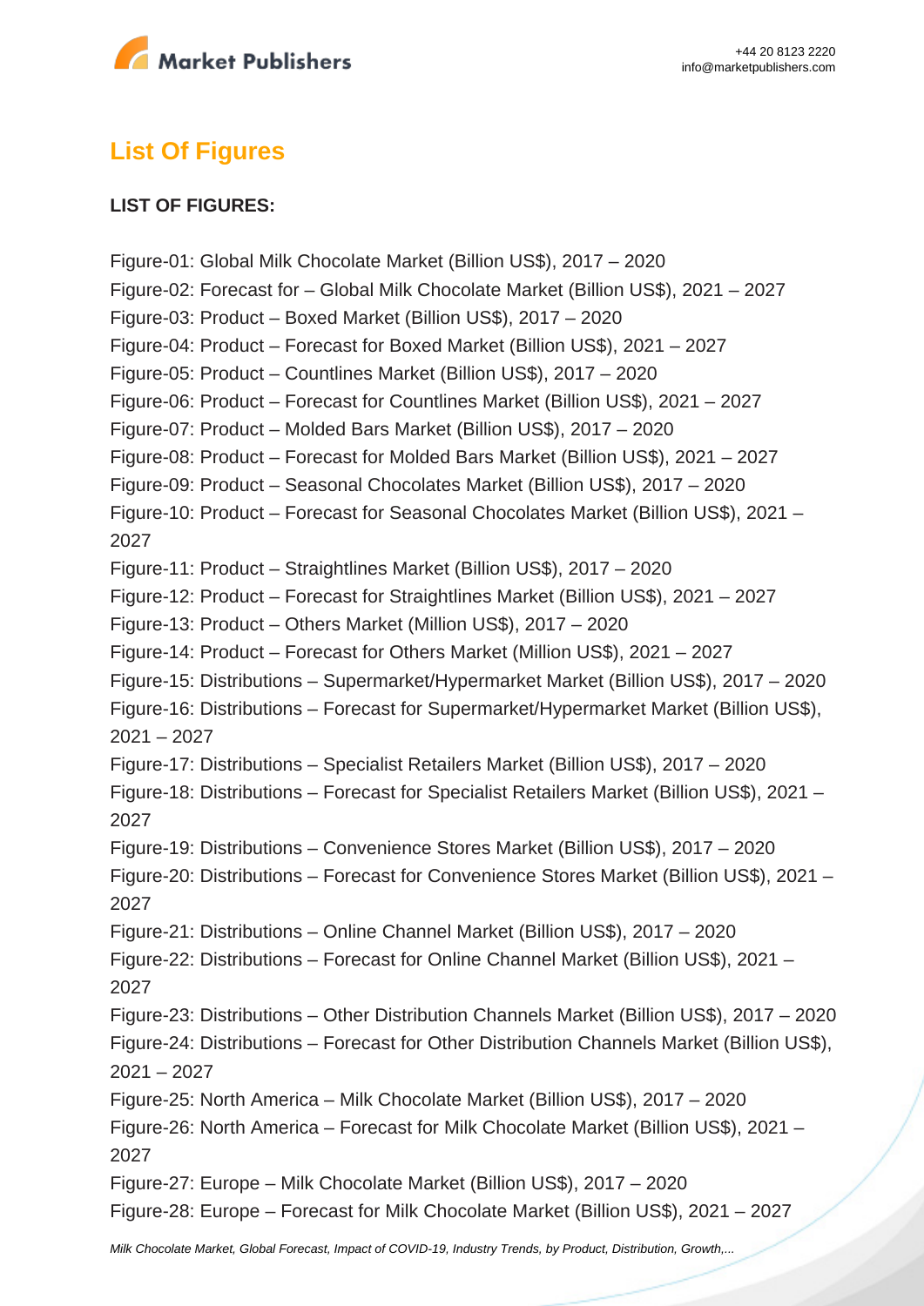## List Of Figures

**LIST OF FIGURES:**

Figure-01: Global Milk Chocolate Market (Billion US$), 2017 – 2020
Figure-02: Forecast for – Global Milk Chocolate Market (Billion US$), 2021 – 2027
Figure-03: Product – Boxed Market (Billion US$), 2017 – 2020
Figure-04: Product – Forecast for Boxed Market (Billion US$), 2021 – 2027
Figure-05: Product – Countlines Market (Billion US$), 2017 – 2020
Figure-06: Product – Forecast for Countlines Market (Billion US$), 2021 – 2027
Figure-07: Product – Molded Bars Market (Billion US$), 2017 – 2020
Figure-08: Product – Forecast for Molded Bars Market (Billion US$), 2021 – 2027
Figure-09: Product – Seasonal Chocolates Market (Billion US$), 2017 – 2020
Figure-10: Product – Forecast for Seasonal Chocolates Market (Billion US$), 2021 – 2027
Figure-11: Product – Straightlines Market (Billion US$), 2017 – 2020
Figure-12: Product – Forecast for Straightlines Market (Billion US$), 2021 – 2027
Figure-13: Product – Others Market (Million US$), 2017 – 2020
Figure-14: Product – Forecast for Others Market (Million US$), 2021 – 2027
Figure-15: Distributions – Supermarket/Hypermarket Market (Billion US$), 2017 – 2020
Figure-16: Distributions – Forecast for Supermarket/Hypermarket Market (Billion US$), 2021 – 2027
Figure-17: Distributions – Specialist Retailers Market (Billion US$), 2017 – 2020
Figure-18: Distributions – Forecast for Specialist Retailers Market (Billion US$), 2021 – 2027
Figure-19: Distributions – Convenience Stores Market (Billion US$), 2017 – 2020
Figure-20: Distributions – Forecast for Convenience Stores Market (Billion US$), 2021 – 2027
Figure-21: Distributions – Online Channel Market (Billion US$), 2017 – 2020
Figure-22: Distributions – Forecast for Online Channel Market (Billion US$), 2021 – 2027
Figure-23: Distributions – Other Distribution Channels Market (Billion US$), 2017 – 2020
Figure-24: Distributions – Forecast for Other Distribution Channels Market (Billion US$), 2021 – 2027
Figure-25: North America – Milk Chocolate Market (Billion US$), 2017 – 2020
Figure-26: North America – Forecast for Milk Chocolate Market (Billion US$), 2021 – 2027
Figure-27: Europe – Milk Chocolate Market (Billion US$), 2017 – 2020
Figure-28: Europe – Forecast for Milk Chocolate Market (Billion US$), 2021 – 2027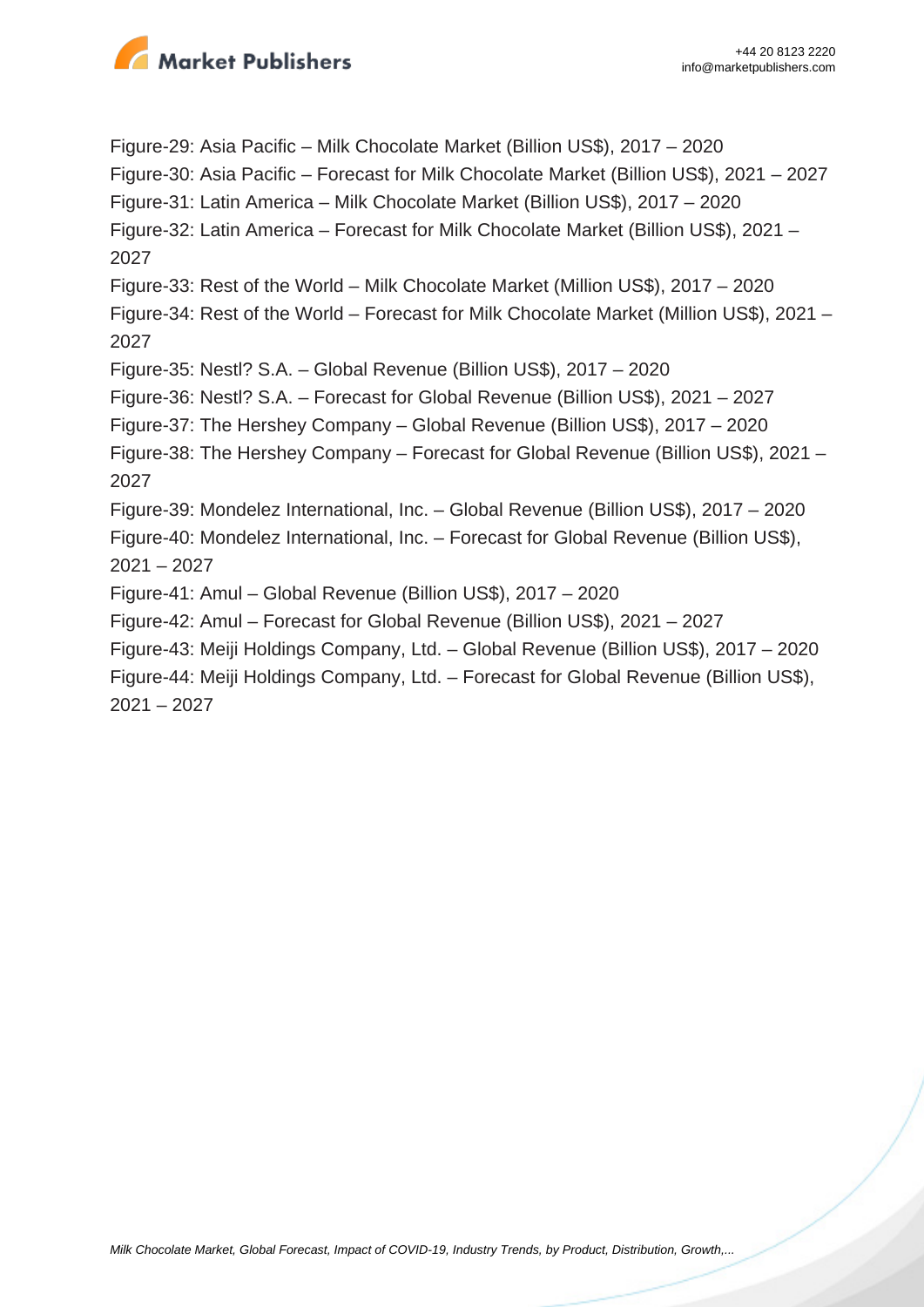Figure-29: Asia Pacific – Milk Chocolate Market (Billion US$), 2017 – 2020

Figure-30: Asia Pacific – Forecast for Milk Chocolate Market (Billion US$), 2021 – 2027

Figure-31: Latin America – Milk Chocolate Market (Billion US$), 2017 – 2020

Figure-32: Latin America – Forecast for Milk Chocolate Market (Billion US$), 2021 – 2027

Figure-33: Rest of the World – Milk Chocolate Market (Million US$), 2017 – 2020

Figure-34: Rest of the World – Forecast for Milk Chocolate Market (Million US$), 2021 – 2027

Figure-35: Nestl? S.A. – Global Revenue (Billion US$), 2017 – 2020

Figure-36: Nestl? S.A. – Forecast for Global Revenue (Billion US$), 2021 – 2027

Figure-37: The Hershey Company – Global Revenue (Billion US$), 2017 – 2020

Figure-38: The Hershey Company – Forecast for Global Revenue (Billion US$), 2021 – 2027

Figure-39: Mondelez International, Inc. – Global Revenue (Billion US$), 2017 – 2020

Figure-40: Mondelez International, Inc. – Forecast for Global Revenue (Billion US$), 2021 – 2027

Figure-41: Amul – Global Revenue (Billion US$), 2017 – 2020

Figure-42: Amul – Forecast for Global Revenue (Billion US$), 2021 – 2027

Figure-43: Meiji Holdings Company, Ltd. – Global Revenue (Billion US$), 2017 – 2020

Figure-44: Meiji Holdings Company, Ltd. – Forecast for Global Revenue (Billion US$), 2021 – 2027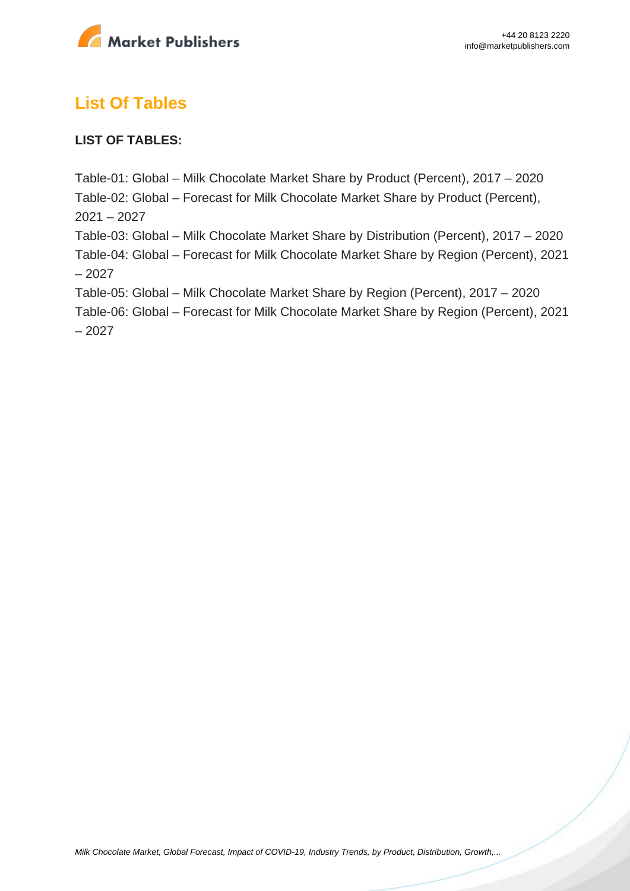## List Of Tables

**LIST OF TABLES:**

Table-01: Global – Milk Chocolate Market Share by Product (Percent), 2017 – 2020
Table-02: Global – Forecast for Milk Chocolate Market Share by Product (Percent), 2021 – 2027
Table-03: Global – Milk Chocolate Market Share by Distribution (Percent), 2017 – 2020
Table-04: Global – Forecast for Milk Chocolate Market Share by Region (Percent), 2021 – 2027
Table-05: Global – Milk Chocolate Market Share by Region (Percent), 2017 – 2020
Table-06: Global – Forecast for Milk Chocolate Market Share by Region (Percent), 2021 – 2027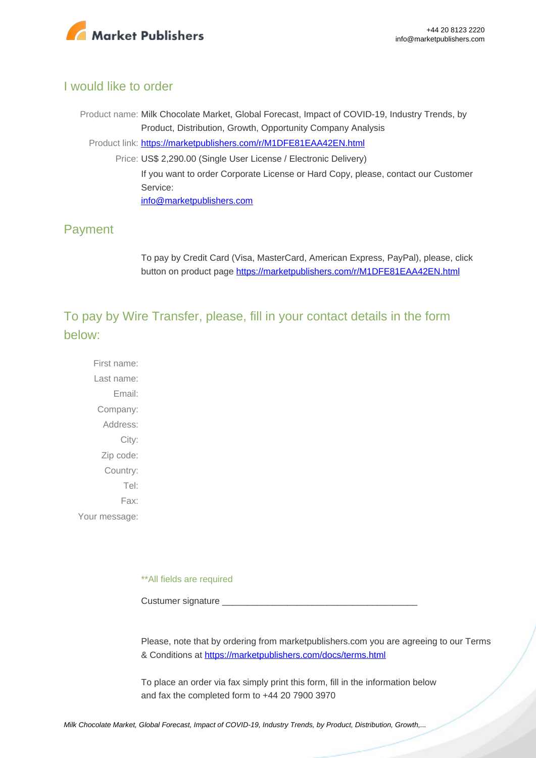## I would like to order

Product name: Milk Chocolate Market, Global Forecast, Impact of COVID-19, Industry Trends, by Product, Distribution, Growth, Opportunity Company Analysis

Product link: [https://marketpublishers.com/r/M1DFE81EAA42EN.html](https://marketpublishers.com/r/M1DFE81EAA42EN.html)

Price: US$ 2,290.00 (Single User License / Electronic Delivery)

If you want to order Corporate License or Hard Copy, please, contact our Customer Service:

[info@marketpublishers.com](mailto:info@marketpublishers.com)

## Payment

To pay by Credit Card (Visa, MasterCard, American Express, PayPal), please, click button on product page [https://marketpublishers.com/r/M1DFE81EAA42EN.html](https://marketpublishers.com/r/M1DFE81EAA42EN.html)

## To pay by Wire Transfer, please, fill in your contact details in the form below:

First name:

Last name:

Email:

Company:

Address:

City:

Zip code:

Country:

Tel:

Fax:

Your message:

**All fields are required

Custumer signature _______________________________________

Please, note that by ordering from marketpublishers.com you are agreeing to our Terms & Conditions at [https://marketpublishers.com/docs/terms.html](https://marketpublishers.com/docs/terms.html)

To place an order via fax simply print this form, fill in the information below and fax the completed form to +44 20 7900 3970